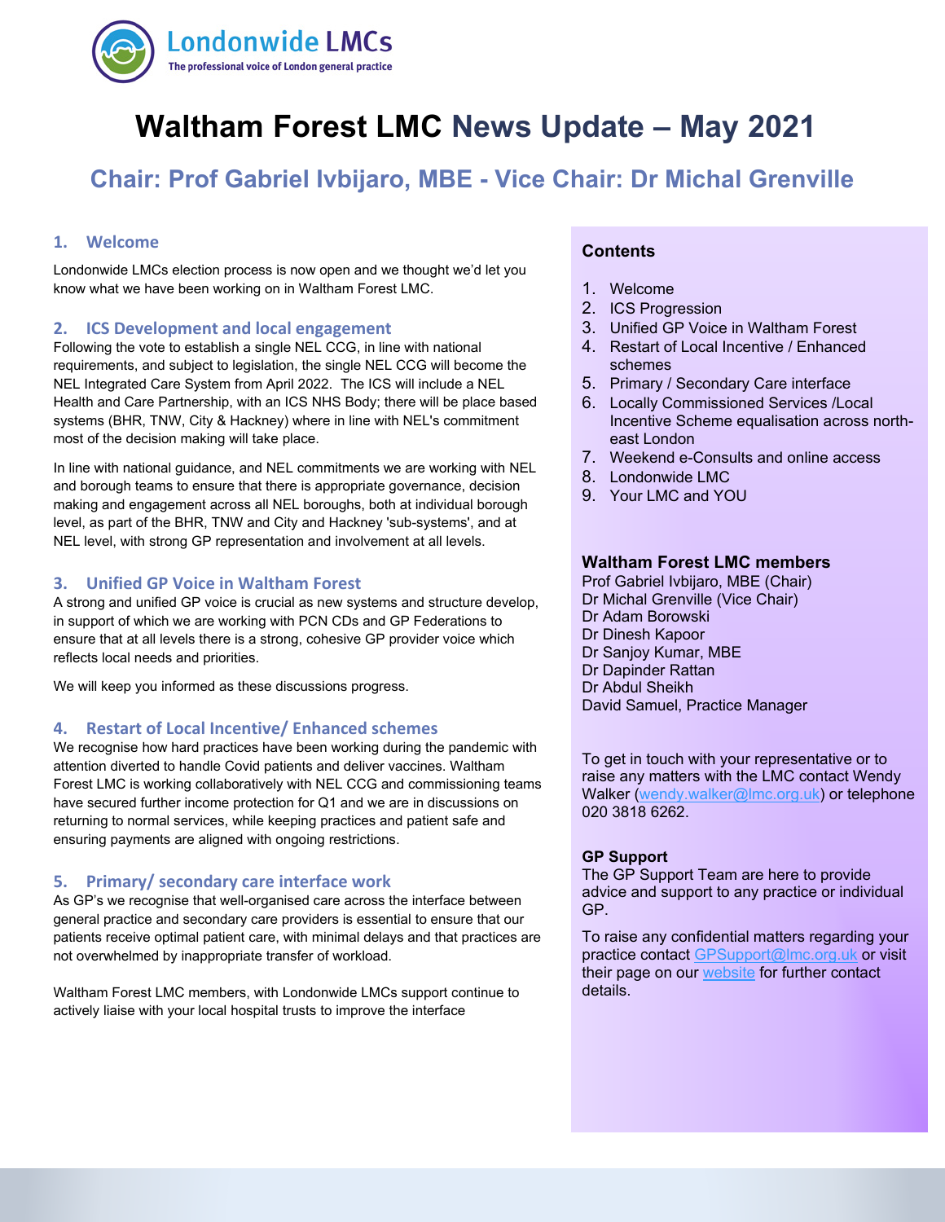Londonwide LMCs
The professional voice of London general practice

# Waltham Forest LMC News Update – May 2021

## Chair: Prof Gabriel Ivbijaro, MBE - Vice Chair: Dr Michal Grenville

### 1. Welcome

Londonwide LMCs election process is now open and we thought we'd let you know what we have been working on in Waltham Forest LMC.

### 2. ICS Development and local engagement

Following the vote to establish a single NEL CCG, in line with national requirements, and subject to legislation, the single NEL CCG will become the NEL Integrated Care System from April 2022. The ICS will include a NEL Health and Care Partnership, with an ICS NHS Body; there will be place based systems (BHR, TNW, City & Hackney) where in line with NEL's commitment most of the decision making will take place.

In line with national guidance, and NEL commitments we are working with NEL and borough teams to ensure that there is appropriate governance, decision making and engagement across all NEL boroughs, both at individual borough level, as part of the BHR, TNW and City and Hackney 'sub-systems', and at NEL level, with strong GP representation and involvement at all levels.

### 3. Unified GP Voice in Waltham Forest

A strong and unified GP voice is crucial as new systems and structure develop, in support of which we are working with PCN CDs and GP Federations to ensure that at all levels there is a strong, cohesive GP provider voice which reflects local needs and priorities.

We will keep you informed as these discussions progress.

### 4. Restart of Local Incentive/ Enhanced schemes

We recognise how hard practices have been working during the pandemic with attention diverted to handle Covid patients and deliver vaccines. Waltham Forest LMC is working collaboratively with NEL CCG and commissioning teams have secured further income protection for Q1 and we are in discussions on returning to normal services, while keeping practices and patient safe and ensuring payments are aligned with ongoing restrictions.

### 5. Primary/ secondary care interface work

As GP's we recognise that well-organised care across the interface between general practice and secondary care providers is essential to ensure that our patients receive optimal patient care, with minimal delays and that practices are not overwhelmed by inappropriate transfer of workload.

Waltham Forest LMC members, with Londonwide LMCs support continue to actively liaise with your local hospital trusts to improve the interface

**Contents**

1. Welcome
2. ICS Progression
3. Unified GP Voice in Waltham Forest
4. Restart of Local Incentive / Enhanced schemes
5. Primary / Secondary Care interface
6. Locally Commissioned Services /Local Incentive Scheme equalisation across north-east London
7. Weekend e-Consults and online access
8. Londonwide LMC
9. Your LMC and YOU

**Waltham Forest LMC members**

Prof Gabriel Ivbijaro, MBE (Chair)
Dr Michal Grenville (Vice Chair)
Dr Adam Borowski
Dr Dinesh Kapoor
Dr Sanjoy Kumar, MBE
Dr Dapinder Rattan
Dr Abdul Sheikh
David Samuel, Practice Manager

To get in touch with your representative or to raise any matters with the LMC contact Wendy Walker (wendy.walker@lmc.org.uk) or telephone 020 3818 6262.

**GP Support**

The GP Support Team are here to provide advice and support to any practice or individual GP.

To raise any confidential matters regarding your practice contact GPSupport@lmc.org.uk or visit their page on our website for further contact details.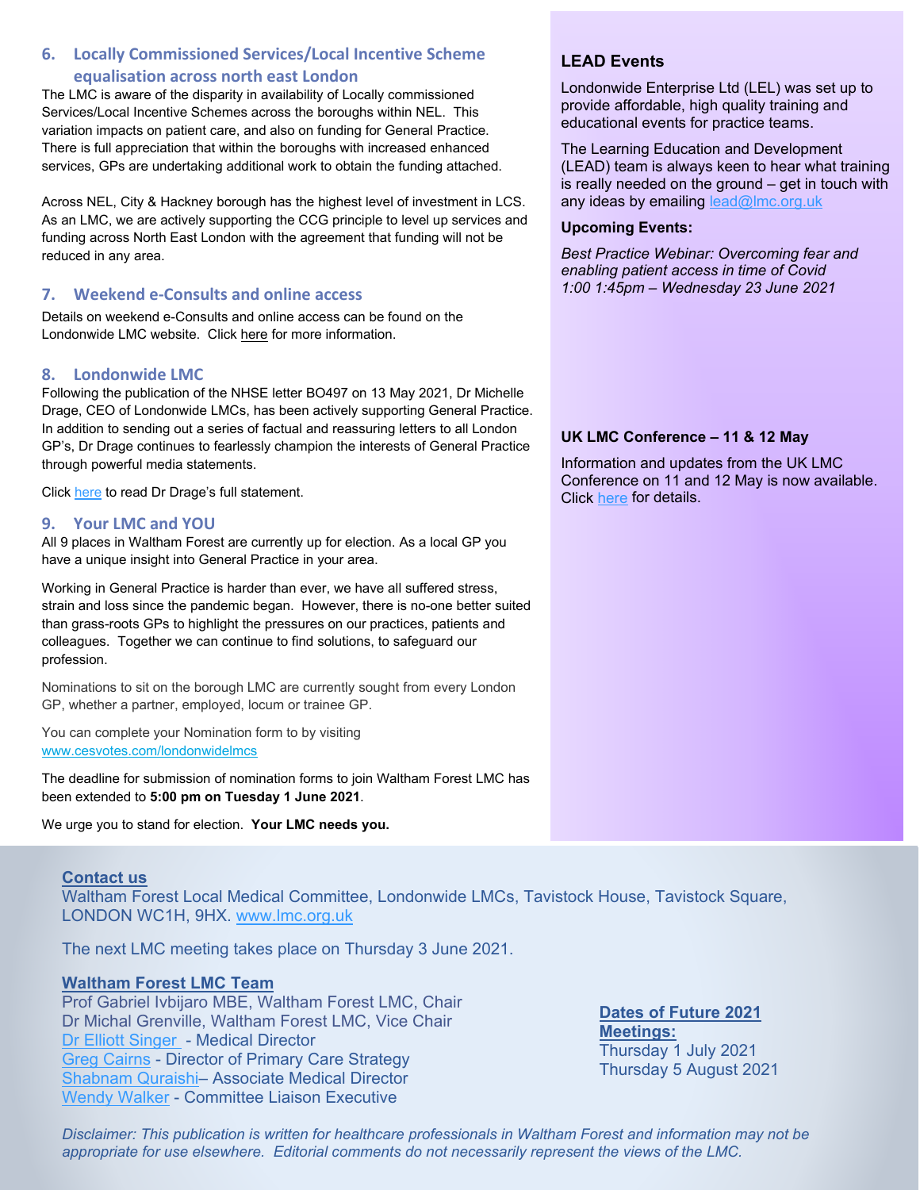## 6. Locally Commissioned Services/Local Incentive Scheme equalisation across north east London

The LMC is aware of the disparity in availability of Locally commissioned Services/Local Incentive Schemes across the boroughs within NEL. This variation impacts on patient care, and also on funding for General Practice. There is full appreciation that within the boroughs with increased enhanced services, GPs are undertaking additional work to obtain the funding attached.

Across NEL, City & Hackney borough has the highest level of investment in LCS. As an LMC, we are actively supporting the CCG principle to level up services and funding across North East London with the agreement that funding will not be reduced in any area.

## 7. Weekend e-Consults and online access

Details on weekend e-Consults and online access can be found on the Londonwide LMC website. Click here for more information.

## 8. Londonwide LMC

Following the publication of the NHSE letter BO497 on 13 May 2021, Dr Michelle Drage, CEO of Londonwide LMCs, has been actively supporting General Practice. In addition to sending out a series of factual and reassuring letters to all London GP's, Dr Drage continues to fearlessly champion the interests of General Practice through powerful media statements.

Click here to read Dr Drage's full statement.

## 9. Your LMC and YOU

All 9 places in Waltham Forest are currently up for election. As a local GP you have a unique insight into General Practice in your area.

Working in General Practice is harder than ever, we have all suffered stress, strain and loss since the pandemic began. However, there is no-one better suited than grass-roots GPs to highlight the pressures on our practices, patients and colleagues. Together we can continue to find solutions, to safeguard our profession.

Nominations to sit on the borough LMC are currently sought from every London GP, whether a partner, employed, locum or trainee GP.

You can complete your Nomination form to by visiting www.cesvotes.com/londonwidelmcs

The deadline for submission of nomination forms to join Waltham Forest LMC has been extended to **5:00 pm on Tuesday 1 June 2021**.

We urge you to stand for election. **Your LMC needs you.**

### LEAD Events

Londonwide Enterprise Ltd (LEL) was set up to provide affordable, high quality training and educational events for practice teams.

The Learning Education and Development (LEAD) team is always keen to hear what training is really needed on the ground – get in touch with any ideas by emailing lead@lmc.org.uk

**Upcoming Events:**

*Best Practice Webinar: Overcoming fear and enabling patient access in time of Covid 1:00 1:45pm – Wednesday 23 June 2021*

### UK LMC Conference – 11 & 12 May

Information and updates from the UK LMC Conference on 11 and 12 May is now available. Click here for details.

**Contact us**

Waltham Forest Local Medical Committee, Londonwide LMCs, Tavistock House, Tavistock Square, LONDON WC1H, 9HX. www.lmc.org.uk

The next LMC meeting takes place on Thursday 3 June 2021.

**Waltham Forest LMC Team**

Prof Gabriel Ivbijaro MBE, Waltham Forest LMC, Chair
Dr Michal Grenville, Waltham Forest LMC, Vice Chair
Dr Elliott Singer - Medical Director
Greg Cairns - Director of Primary Care Strategy
Shabnam Quraishi– Associate Medical Director
Wendy Walker - Committee Liaison Executive

**Dates of Future 2021 Meetings:**

Thursday 1 July 2021
Thursday 5 August 2021

*Disclaimer: This publication is written for healthcare professionals in Waltham Forest and information may not be appropriate for use elsewhere. Editorial comments do not necessarily represent the views of the LMC.*